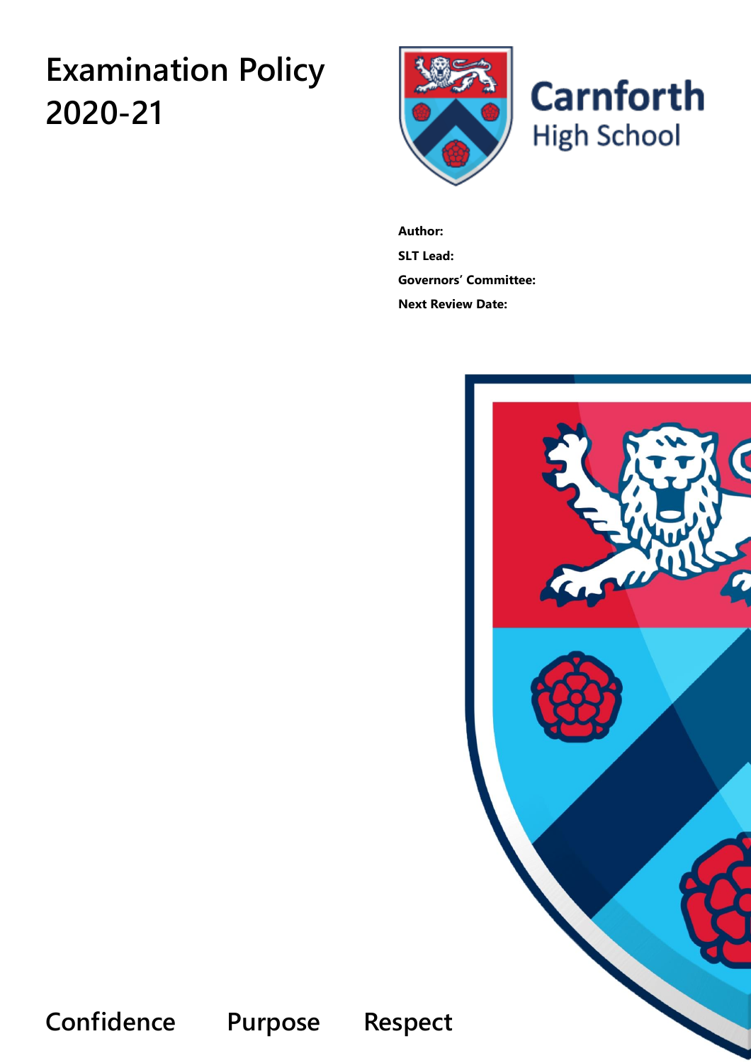# Examination Policy 2020-21

Carnforth High School

**Author:**

**SLT Lead:**

**Governors' Committee:**

**Next Review Date:**

Confidence Purpose Respect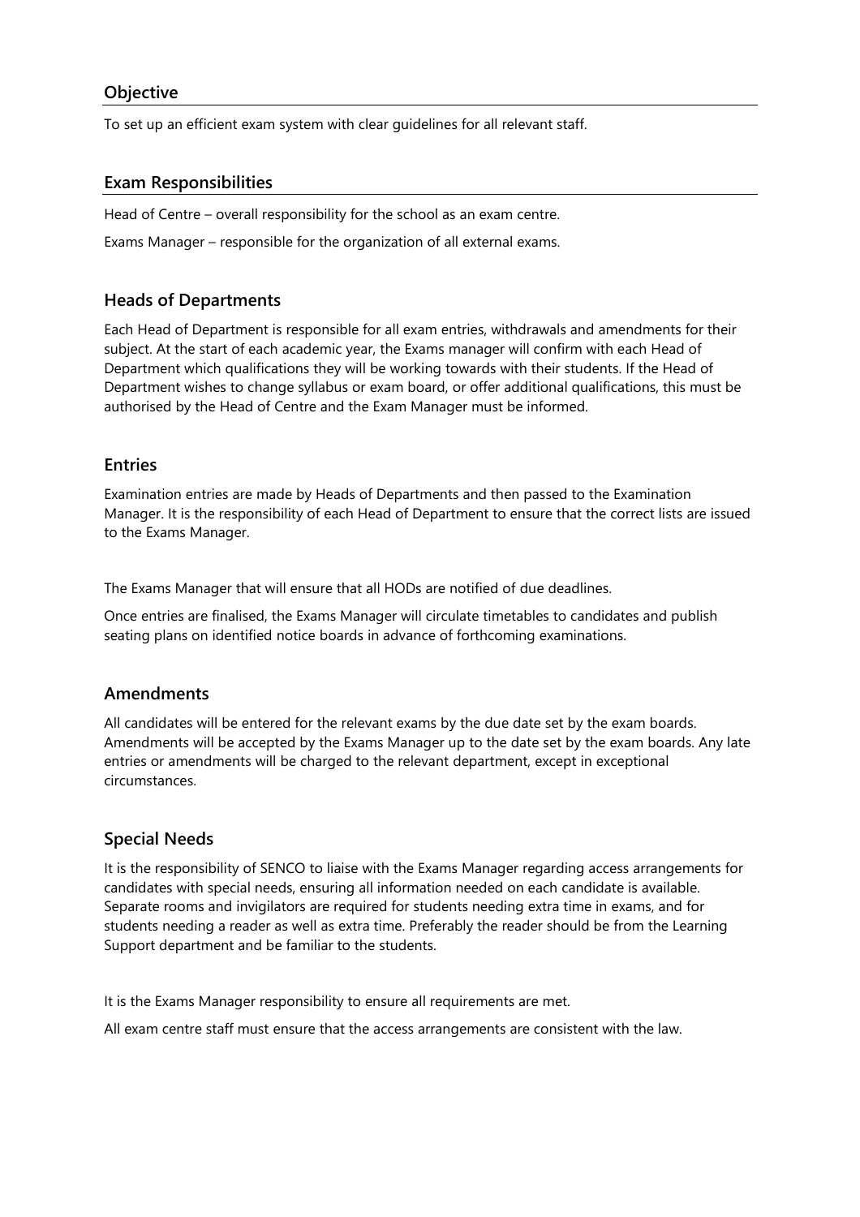## Objective

To set up an efficient exam system with clear guidelines for all relevant staff.

## Exam Responsibilities

Head of Centre – overall responsibility for the school as an exam centre.

Exams Manager – responsible for the organization of all external exams.

## Heads of Departments

Each Head of Department is responsible for all exam entries, withdrawals and amendments for their subject. At the start of each academic year, the Exams manager will confirm with each Head of Department which qualifications they will be working towards with their students. If the Head of Department wishes to change syllabus or exam board, or offer additional qualifications, this must be authorised by the Head of Centre and the Exam Manager must be informed.

## Entries

Examination entries are made by Heads of Departments and then passed to the Examination Manager. It is the responsibility of each Head of Department to ensure that the correct lists are issued to the Exams Manager.

The Exams Manager that will ensure that all HODs are notified of due deadlines.

Once entries are finalised, the Exams Manager will circulate timetables to candidates and publish seating plans on identified notice boards in advance of forthcoming examinations.

## Amendments

All candidates will be entered for the relevant exams by the due date set by the exam boards. Amendments will be accepted by the Exams Manager up to the date set by the exam boards. Any late entries or amendments will be charged to the relevant department, except in exceptional circumstances.

## Special Needs

It is the responsibility of SENCO to liaise with the Exams Manager regarding access arrangements for candidates with special needs, ensuring all information needed on each candidate is available. Separate rooms and invigilators are required for students needing extra time in exams, and for students needing a reader as well as extra time. Preferably the reader should be from the Learning Support department and be familiar to the students.

It is the Exams Manager responsibility to ensure all requirements are met.

All exam centre staff must ensure that the access arrangements are consistent with the law.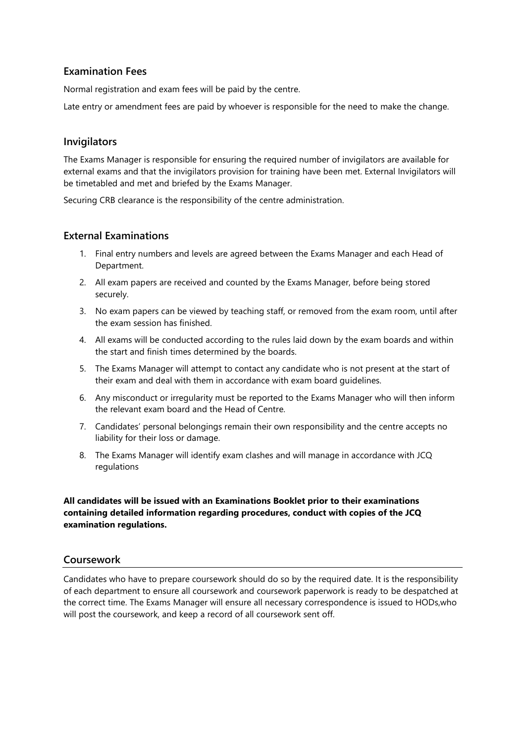## Examination Fees

Normal registration and exam fees will be paid by the centre.

Late entry or amendment fees are paid by whoever is responsible for the need to make the change.

## Invigilators

The Exams Manager is responsible for ensuring the required number of invigilators are available for external exams and that the invigilators provision for training have been met. External Invigilators will be timetabled and met and briefed by the Exams Manager.

Securing CRB clearance is the responsibility of the centre administration.

## External Examinations

1. Final entry numbers and levels are agreed between the Exams Manager and each Head of Department.
2. All exam papers are received and counted by the Exams Manager, before being stored securely.
3. No exam papers can be viewed by teaching staff, or removed from the exam room, until after the exam session has finished.
4. All exams will be conducted according to the rules laid down by the exam boards and within the start and finish times determined by the boards.
5. The Exams Manager will attempt to contact any candidate who is not present at the start of their exam and deal with them in accordance with exam board guidelines.
6. Any misconduct or irregularity must be reported to the Exams Manager who will then inform the relevant exam board and the Head of Centre.
7. Candidates' personal belongings remain their own responsibility and the centre accepts no liability for their loss or damage.
8. The Exams Manager will identify exam clashes and will manage in accordance with JCQ regulations

**All candidates will be issued with an Examinations Booklet prior to their examinations containing detailed information regarding procedures, conduct with copies of the JCQ examination regulations.**

## Coursework

Candidates who have to prepare coursework should do so by the required date. It is the responsibility of each department to ensure all coursework and coursework paperwork is ready to be despatched at the correct time. The Exams Manager will ensure all necessary correspondence is issued to HODs,who will post the coursework, and keep a record of all coursework sent off.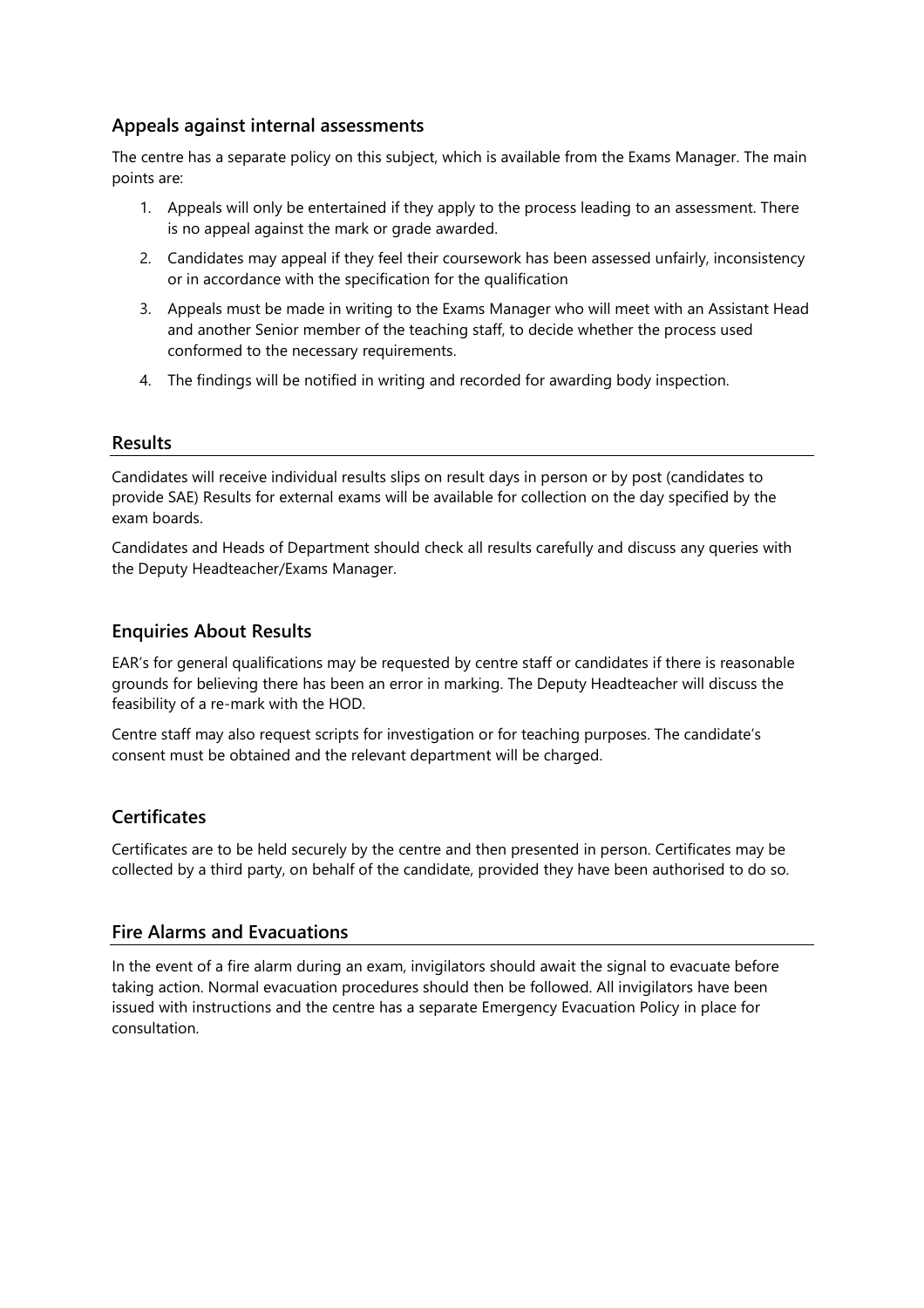## Appeals against internal assessments

The centre has a separate policy on this subject, which is available from the Exams Manager. The main points are:

1. Appeals will only be entertained if they apply to the process leading to an assessment. There is no appeal against the mark or grade awarded.
2. Candidates may appeal if they feel their coursework has been assessed unfairly, inconsistency or in accordance with the specification for the qualification
3. Appeals must be made in writing to the Exams Manager who will meet with an Assistant Head and another Senior member of the teaching staff, to decide whether the process used conformed to the necessary requirements.
4. The findings will be notified in writing and recorded for awarding body inspection.

## Results

Candidates will receive individual results slips on result days in person or by post (candidates to provide SAE) Results for external exams will be available for collection on the day specified by the exam boards.

Candidates and Heads of Department should check all results carefully and discuss any queries with the Deputy Headteacher/Exams Manager.

## Enquiries About Results

EAR's for general qualifications may be requested by centre staff or candidates if there is reasonable grounds for believing there has been an error in marking. The Deputy Headteacher will discuss the feasibility of a re-mark with the HOD.

Centre staff may also request scripts for investigation or for teaching purposes. The candidate's consent must be obtained and the relevant department will be charged.

## Certificates

Certificates are to be held securely by the centre and then presented in person. Certificates may be collected by a third party, on behalf of the candidate, provided they have been authorised to do so.

## Fire Alarms and Evacuations

In the event of a fire alarm during an exam, invigilators should await the signal to evacuate before taking action. Normal evacuation procedures should then be followed. All invigilators have been issued with instructions and the centre has a separate Emergency Evacuation Policy in place for consultation.